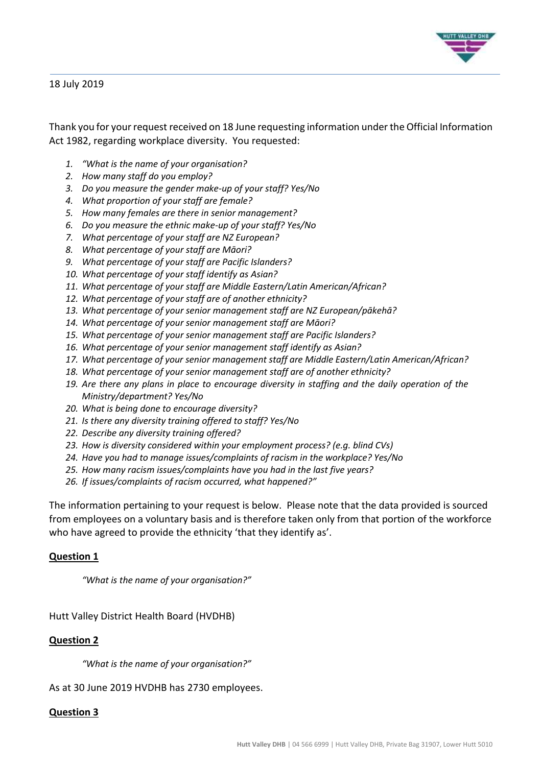18 July 2019

Thank you for your request received on 18 June requesting information under the Official Information Act 1982, regarding workplace diversity. You requested:

1. *"What is the name of your organisation?*
2. *How many staff do you employ?*
3. *Do you measure the gender make-up of your staff? Yes/No*
4. *What proportion of your staff are female?*
5. *How many females are there in senior management?*
6. *Do you measure the ethnic make-up of your staff? Yes/No*
7. *What percentage of your staff are NZ European?*
8. *What percentage of your staff are Māori?*
9. *What percentage of your staff are Pacific Islanders?*
10. *What percentage of your staff identify as Asian?*
11. *What percentage of your staff are Middle Eastern/Latin American/African?*
12. *What percentage of your staff are of another ethnicity?*
13. *What percentage of your senior management staff are NZ European/pākehā?*
14. *What percentage of your senior management staff are Māori?*
15. *What percentage of your senior management staff are Pacific Islanders?*
16. *What percentage of your senior management staff identify as Asian?*
17. *What percentage of your senior management staff are Middle Eastern/Latin American/African?*
18. *What percentage of your senior management staff are of another ethnicity?*
19. *Are there any plans in place to encourage diversity in staffing and the daily operation of the Ministry/department? Yes/No*
20. *What is being done to encourage diversity?*
21. *Is there any diversity training offered to staff? Yes/No*
22. *Describe any diversity training offered?*
23. *How is diversity considered within your employment process? (e.g. blind CVs)*
24. *Have you had to manage issues/complaints of racism in the workplace? Yes/No*
25. *How many racism issues/complaints have you had in the last five years?*
26. *If issues/complaints of racism occurred, what happened?"*

The information pertaining to your request is below. Please note that the data provided is sourced from employees on a voluntary basis and is therefore taken only from that portion of the workforce who have agreed to provide the ethnicity 'that they identify as'.

**Question 1**

*"What is the name of your organisation?"*

Hutt Valley District Health Board (HVDHB)

**Question 2**

*"What is the name of your organisation?"*

As at 30 June 2019 HVDHB has 2730 employees.

**Question 3**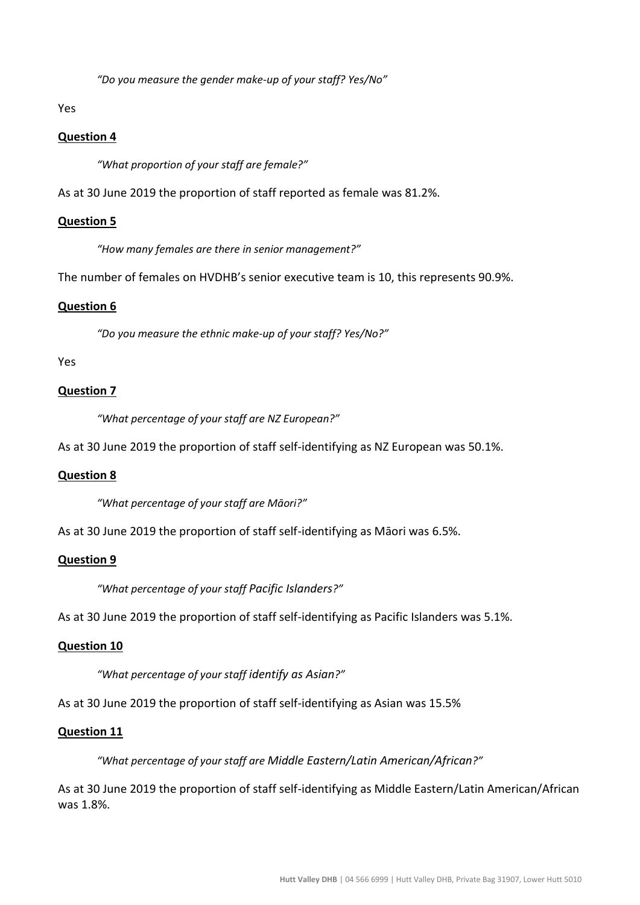*"Do you measure the gender make-up of your staff? Yes/No"*

Yes

**Question 4**

*"What proportion of your staff are female?"*

As at 30 June 2019 the proportion of staff reported as female was 81.2%.

**Question 5**

*"How many females are there in senior management?"*

The number of females on HVDHB's senior executive team is 10, this represents 90.9%.

**Question 6**

*"Do you measure the ethnic make-up of your staff? Yes/No?"*

Yes

**Question 7**

*"What percentage of your staff are NZ European?"*

As at 30 June 2019 the proportion of staff self-identifying as NZ European was 50.1%.

**Question 8**

*"What percentage of your staff are Māori?"*

As at 30 June 2019 the proportion of staff self-identifying as Māori was 6.5%.

**Question 9**

*"What percentage of your staff Pacific Islanders?"*

As at 30 June 2019 the proportion of staff self-identifying as Pacific Islanders was 5.1%.

**Question 10**

*"What percentage of your staff identify as Asian?"*

As at 30 June 2019 the proportion of staff self-identifying as Asian was 15.5%

**Question 11**

*"What percentage of your staff are Middle Eastern/Latin American/African?"*

As at 30 June 2019 the proportion of staff self-identifying as Middle Eastern/Latin American/African was 1.8%.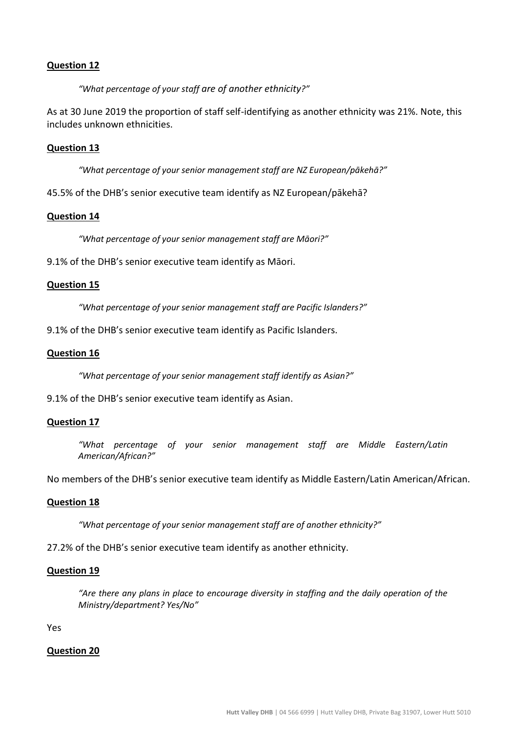**Question 12**

> *"What percentage of your staff are of another ethnicity?"*

As at 30 June 2019 the proportion of staff self-identifying as another ethnicity was 21%. Note, this includes unknown ethnicities.

**Question 13**

> *"What percentage of your senior management staff are NZ European/pākehā?"*

45.5% of the DHB's senior executive team identify as NZ European/pākehā?

**Question 14**

> *"What percentage of your senior management staff are Māori?"*

9.1% of the DHB's senior executive team identify as Māori.

**Question 15**

> *"What percentage of your senior management staff are Pacific Islanders?"*

9.1% of the DHB's senior executive team identify as Pacific Islanders.

**Question 16**

> *"What percentage of your senior management staff identify as Asian?"*

9.1% of the DHB's senior executive team identify as Asian.

**Question 17**

> *"What percentage of your senior management staff are Middle Eastern/Latin American/African?"*

No members of the DHB's senior executive team identify as Middle Eastern/Latin American/African.

**Question 18**

> *"What percentage of your senior management staff are of another ethnicity?"*

27.2% of the DHB's senior executive team identify as another ethnicity.

**Question 19**

> *"Are there any plans in place to encourage diversity in staffing and the daily operation of the Ministry/department? Yes/No"*

Yes

**Question 20**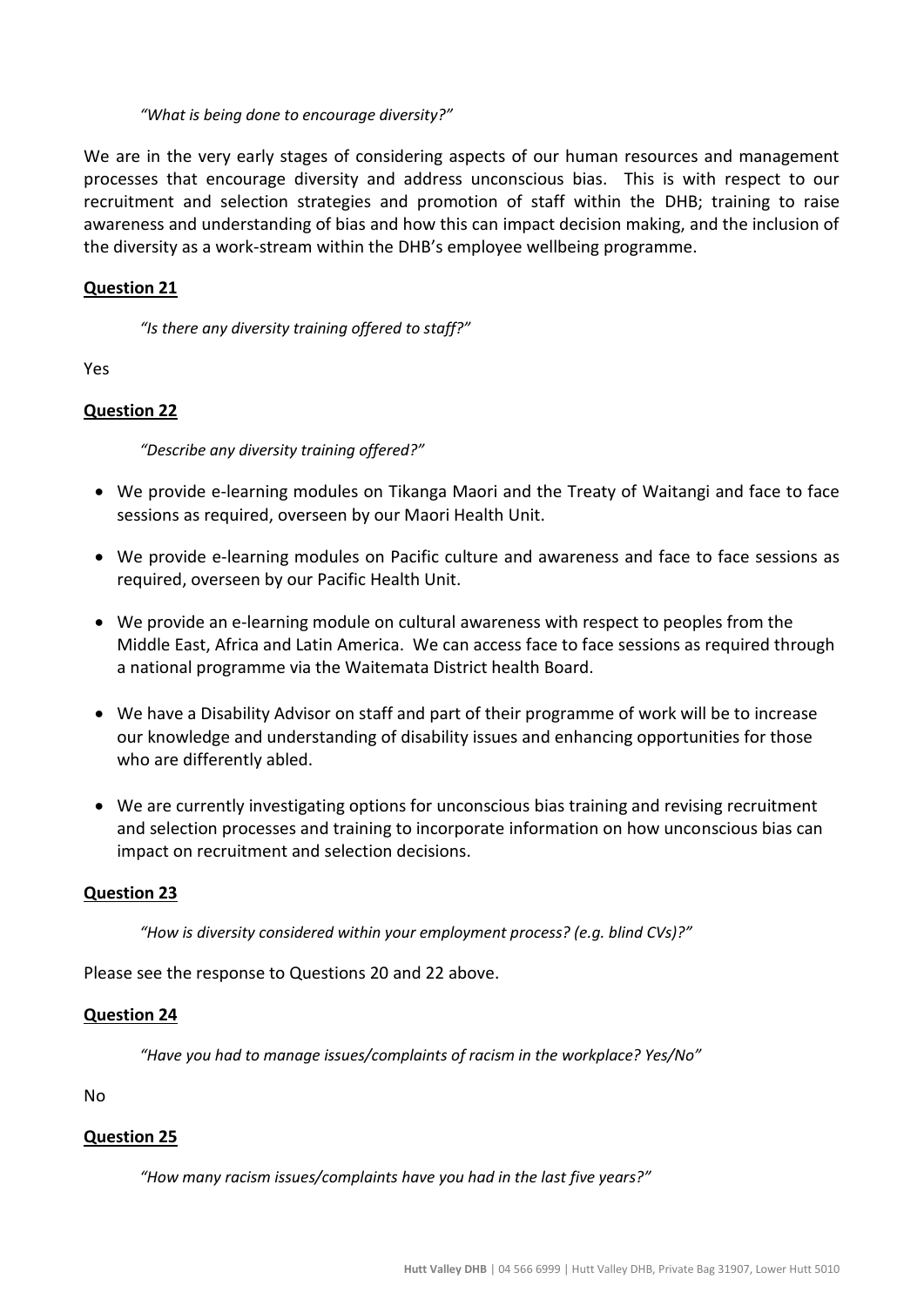*"What is being done to encourage diversity?"*

We are in the very early stages of considering aspects of our human resources and management processes that encourage diversity and address unconscious bias. This is with respect to our recruitment and selection strategies and promotion of staff within the DHB; training to raise awareness and understanding of bias and how this can impact decision making, and the inclusion of the diversity as a work-stream within the DHB's employee wellbeing programme.

**Question 21**

*"Is there any diversity training offered to staff?"*

Yes

**Question 22**

*"Describe any diversity training offered?"*

- We provide e-learning modules on Tikanga Maori and the Treaty of Waitangi and face to face sessions as required, overseen by our Maori Health Unit.
- We provide e-learning modules on Pacific culture and awareness and face to face sessions as required, overseen by our Pacific Health Unit.
- We provide an e-learning module on cultural awareness with respect to peoples from the Middle East, Africa and Latin America. We can access face to face sessions as required through a national programme via the Waitemata District health Board.
- We have a Disability Advisor on staff and part of their programme of work will be to increase our knowledge and understanding of disability issues and enhancing opportunities for those who are differently abled.
- We are currently investigating options for unconscious bias training and revising recruitment and selection processes and training to incorporate information on how unconscious bias can impact on recruitment and selection decisions.

**Question 23**

*"How is diversity considered within your employment process? (e.g. blind CVs)?"*

Please see the response to Questions 20 and 22 above.

**Question 24**

*"Have you had to manage issues/complaints of racism in the workplace? Yes/No"*

No

**Question 25**

*"How many racism issues/complaints have you had in the last five years?"*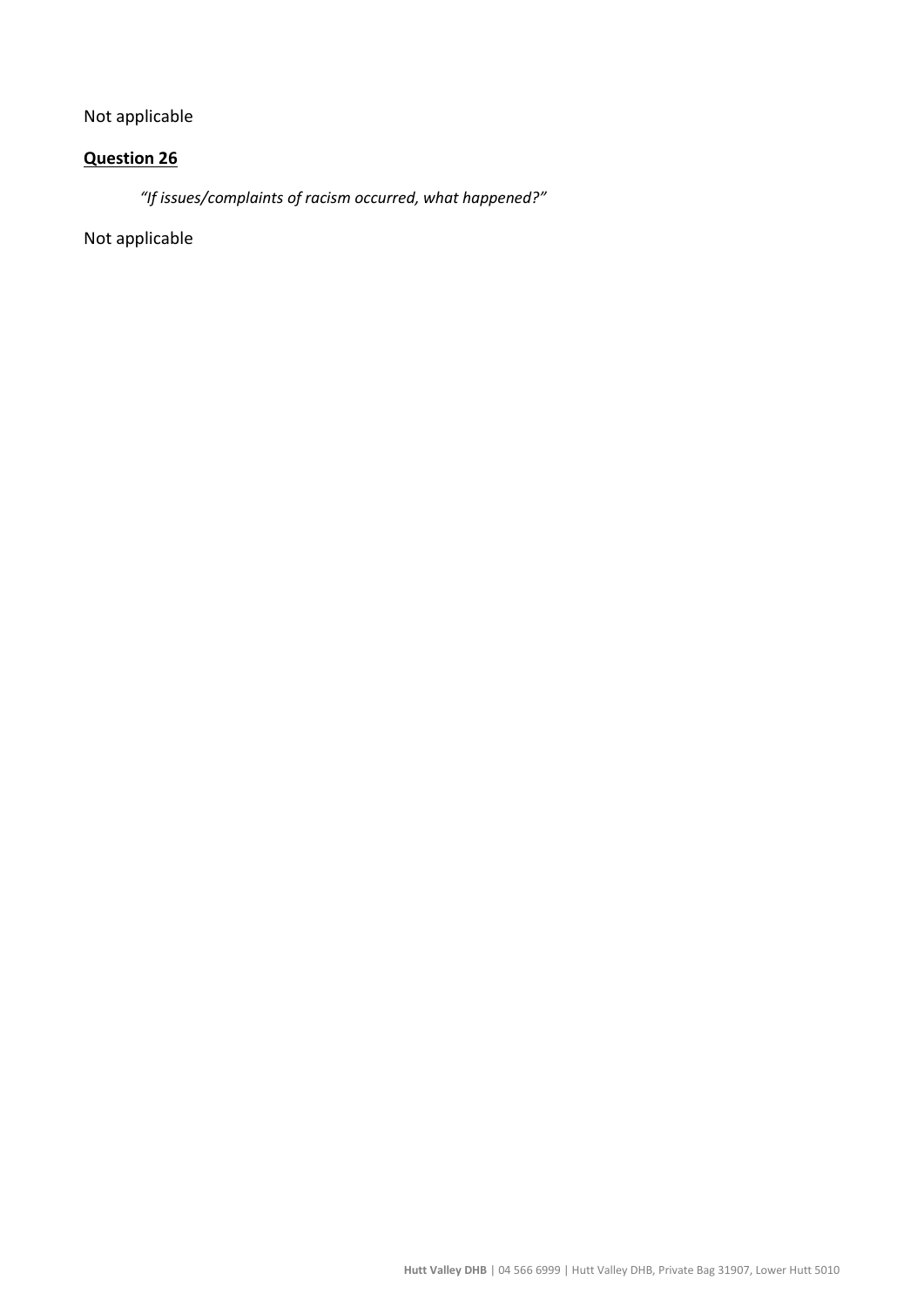Not applicable

**Question 26**

*"If issues/complaints of racism occurred, what happened?"*

Not applicable